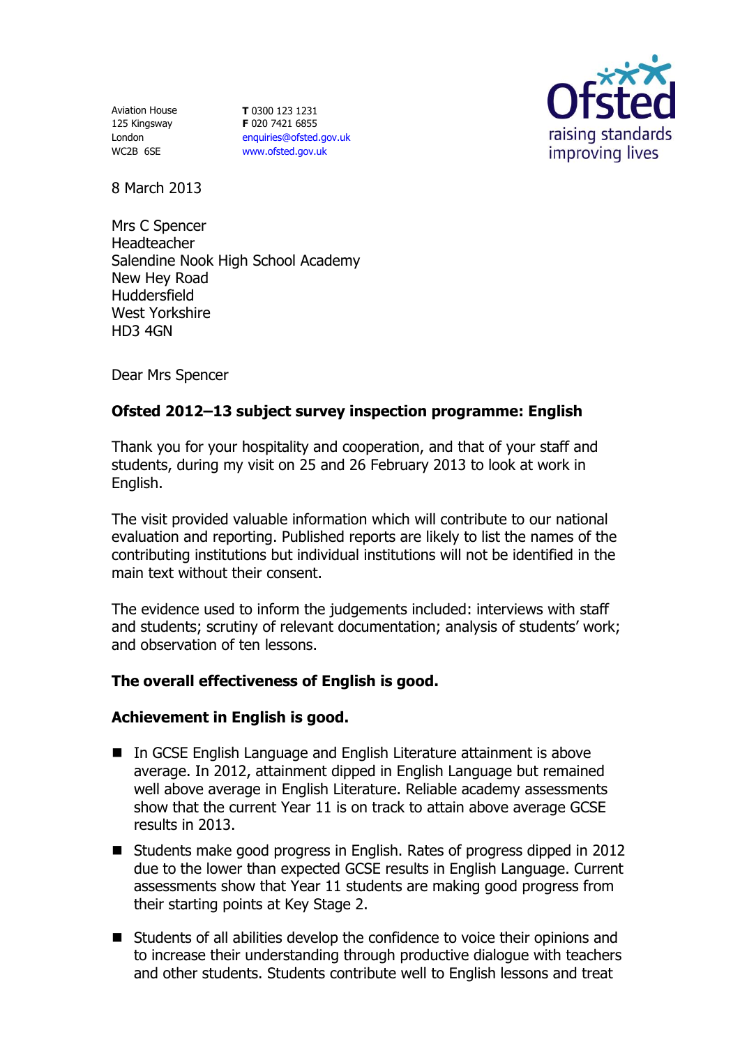Aviation House
125 Kingsway
London
WC2B 6SE

**T** 0300 123 1231
**F** 020 7421 6855
enquiries@ofsted.gov.uk
www.ofsted.gov.uk

Ofsted
raising standards
improving lives

8 March 2013

Mrs C Spencer
Headteacher
Salendine Nook High School Academy
New Hey Road
Huddersfield
West Yorkshire
HD3 4GN

Dear Mrs Spencer

**Ofsted 2012–13 subject survey inspection programme: English**

Thank you for your hospitality and cooperation, and that of your staff and students, during my visit on 25 and 26 February 2013 to look at work in English.

The visit provided valuable information which will contribute to our national evaluation and reporting. Published reports are likely to list the names of the contributing institutions but individual institutions will not be identified in the main text without their consent.

The evidence used to inform the judgements included: interviews with staff and students; scrutiny of relevant documentation; analysis of students' work; and observation of ten lessons.

**The overall effectiveness of English is good.**

**Achievement in English is good.**

- In GCSE English Language and English Literature attainment is above average. In 2012, attainment dipped in English Language but remained well above average in English Literature. Reliable academy assessments show that the current Year 11 is on track to attain above average GCSE results in 2013.
- Students make good progress in English. Rates of progress dipped in 2012 due to the lower than expected GCSE results in English Language. Current assessments show that Year 11 students are making good progress from their starting points at Key Stage 2.
- Students of all abilities develop the confidence to voice their opinions and to increase their understanding through productive dialogue with teachers and other students. Students contribute well to English lessons and treat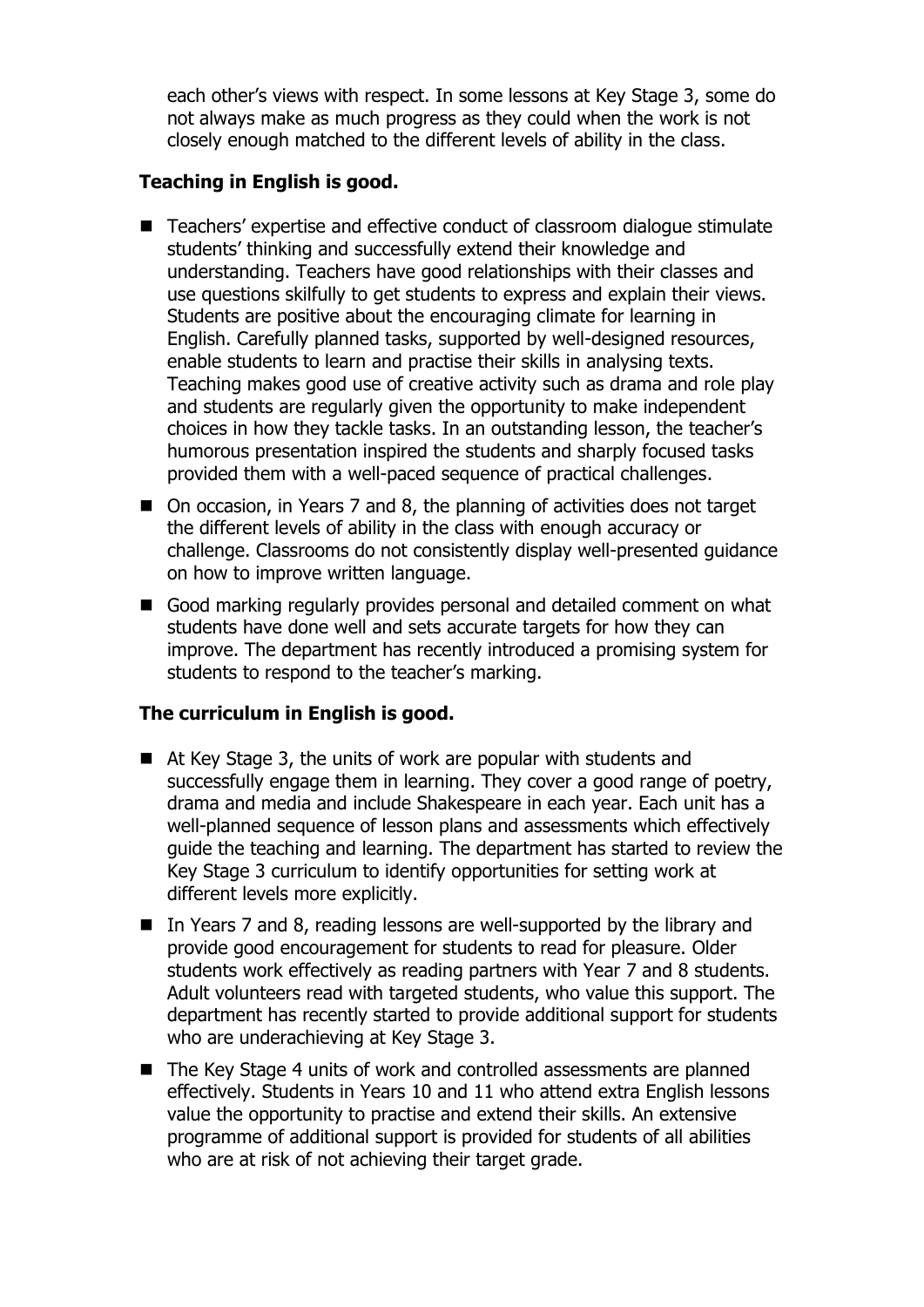each other's views with respect. In some lessons at Key Stage 3, some do not always make as much progress as they could when the work is not closely enough matched to the different levels of ability in the class.

**Teaching in English is good.**

- Teachers' expertise and effective conduct of classroom dialogue stimulate students' thinking and successfully extend their knowledge and understanding. Teachers have good relationships with their classes and use questions skilfully to get students to express and explain their views. Students are positive about the encouraging climate for learning in English. Carefully planned tasks, supported by well-designed resources, enable students to learn and practise their skills in analysing texts. Teaching makes good use of creative activity such as drama and role play and students are regularly given the opportunity to make independent choices in how they tackle tasks. In an outstanding lesson, the teacher's humorous presentation inspired the students and sharply focused tasks provided them with a well-paced sequence of practical challenges.
- On occasion, in Years 7 and 8, the planning of activities does not target the different levels of ability in the class with enough accuracy or challenge. Classrooms do not consistently display well-presented guidance on how to improve written language.
- Good marking regularly provides personal and detailed comment on what students have done well and sets accurate targets for how they can improve. The department has recently introduced a promising system for students to respond to the teacher's marking.

**The curriculum in English is good.**

- At Key Stage 3, the units of work are popular with students and successfully engage them in learning. They cover a good range of poetry, drama and media and include Shakespeare in each year. Each unit has a well-planned sequence of lesson plans and assessments which effectively guide the teaching and learning. The department has started to review the Key Stage 3 curriculum to identify opportunities for setting work at different levels more explicitly.
- In Years 7 and 8, reading lessons are well-supported by the library and provide good encouragement for students to read for pleasure. Older students work effectively as reading partners with Year 7 and 8 students. Adult volunteers read with targeted students, who value this support. The department has recently started to provide additional support for students who are underachieving at Key Stage 3.
- The Key Stage 4 units of work and controlled assessments are planned effectively. Students in Years 10 and 11 who attend extra English lessons value the opportunity to practise and extend their skills. An extensive programme of additional support is provided for students of all abilities who are at risk of not achieving their target grade.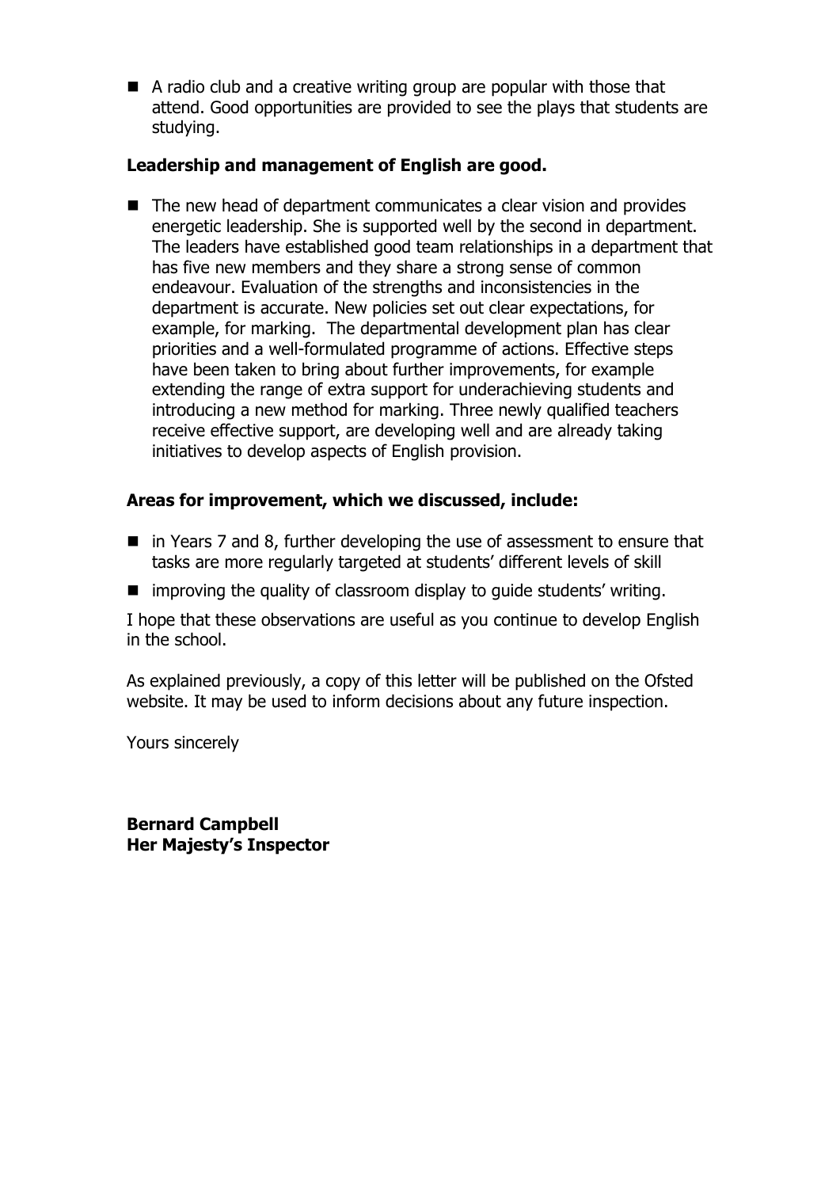- A radio club and a creative writing group are popular with those that attend. Good opportunities are provided to see the plays that students are studying.

**Leadership and management of English are good.**

- The new head of department communicates a clear vision and provides energetic leadership. She is supported well by the second in department. The leaders have established good team relationships in a department that has five new members and they share a strong sense of common endeavour. Evaluation of the strengths and inconsistencies in the department is accurate. New policies set out clear expectations, for example, for marking. The departmental development plan has clear priorities and a well-formulated programme of actions. Effective steps have been taken to bring about further improvements, for example extending the range of extra support for underachieving students and introducing a new method for marking. Three newly qualified teachers receive effective support, are developing well and are already taking initiatives to develop aspects of English provision.

**Areas for improvement, which we discussed, include:**

- in Years 7 and 8, further developing the use of assessment to ensure that tasks are more regularly targeted at students' different levels of skill
- improving the quality of classroom display to guide students' writing.

I hope that these observations are useful as you continue to develop English in the school.

As explained previously, a copy of this letter will be published on the Ofsted website. It may be used to inform decisions about any future inspection.

Yours sincerely

**Bernard Campbell**
**Her Majesty's Inspector**